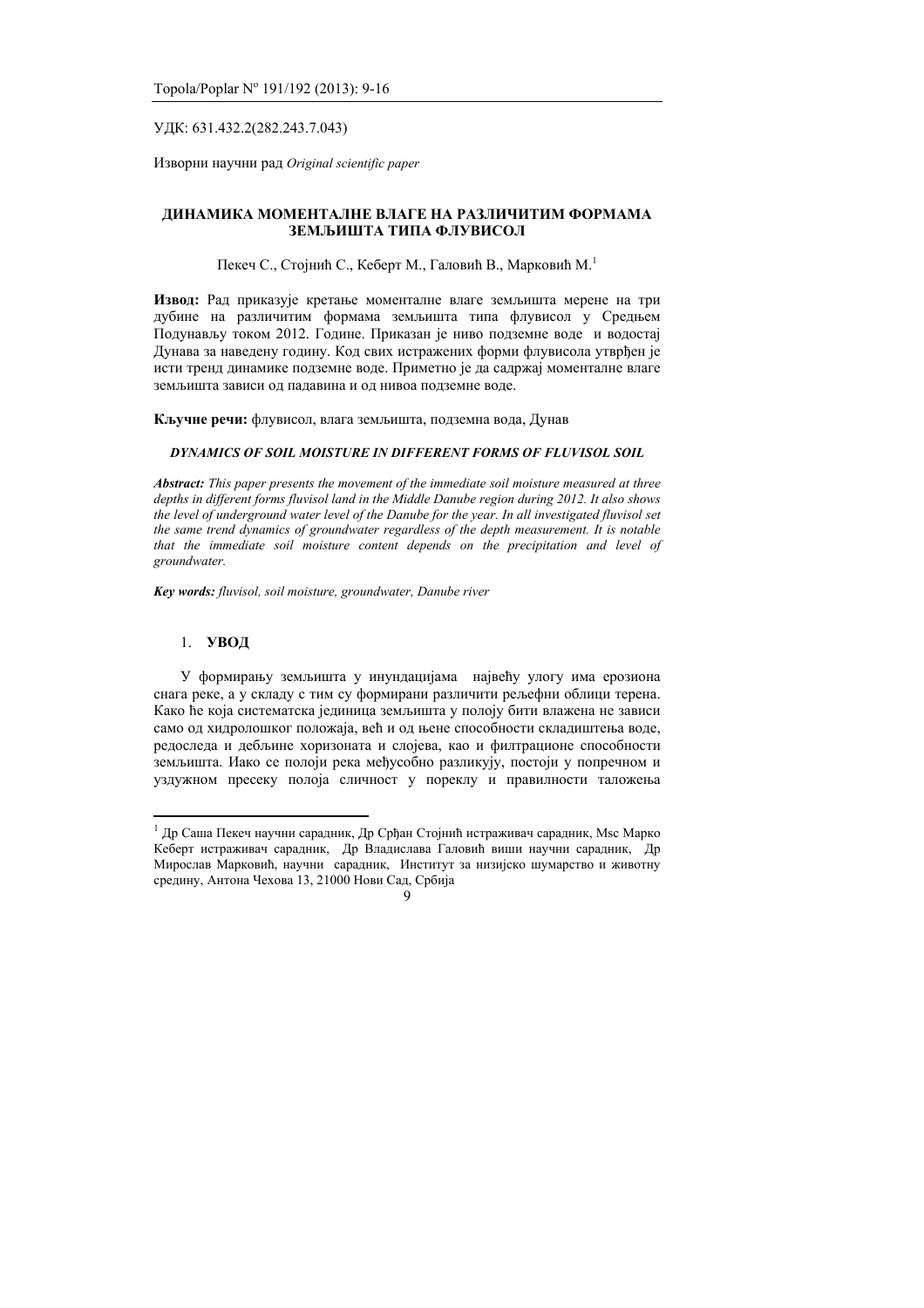УДК: 631.432.2(282.243.7.043)

Изворни научни рад *Original scientific paper*

# ДИНАМИКА МОМЕНТАЛНЕ ВЛАГЕ НА РАЗЛИЧИТИМ ФОРМАМА ЗЕМЉИШТА ТИПА ФЛУВИСОЛ

Пекеч С., Стојнић С., Киберт М., Галовић В., Марковић М.[1]

**Извод:** Рад приказује кретање моменталне влаге земљишта мерене на три дубине на различитим формама земљишта типа флувисол у Средњем Подунављу током 2012. Године. Приказан је ниво подземне воде и водостај Дунава за наведену годину. Код свих истражених форми флувисола утврђен је исти тренд динамике подземне воде. Приметно је да садржај моменталне влаге земљишта зависи од падавина и од нивоа подземне воде.

**Кључне речи:** флувисол, влага земљишта, подземна вода, Дунав

***DYNAMICS OF SOIL MOISTURE IN DIFFERENT FORMS OF FLUVISOL SOIL***

***Abstract:*** *This paper presents the movement of the immediate soil moisture measured at three depths in different forms fluvisol land in the Middle Danube region during 2012. It also shows the level of underground water level of the Danube for the year. In all investigated fluvisol set the same trend dynamics of groundwater regardless of the depth measurement. It is notable that the immediate soil moisture content depends on the precipitation and level of groundwater.*

***Key words:*** *fluvisol, soil moisture, groundwater, Danube river*

## 1. УВОД

У формирању земљишта у инундацијама највећу улогу има ерозиона снага реке, а у складу с тим су формирани различити рељефни облици терена. Како ће која систематска јединица земљишта у полоју бити влажена не зависи само од хидролошког положаја, већ и од њене способности складиштења воде, редоследа и дебљине хоризоната и слојева, као и филтрационе способности земљишта. Иако се полоји река међусобно разликују, постоји у попречном и уздужном пресеку полоја сличност у пореклу и правилности таложења

---

[1] Др Саша Пекеч научни сарадник, Др Срђан Стојнић истраживач сарадник, Msc Марко Киберт истраживач сарадник, Др Владислава Галовић виши научни сарадник, Др Мирослав Марковић, научни сарадник, Институт за низијско шумарство и животну средину, Антона Чехова 13, 21000 Нови Сад, Србија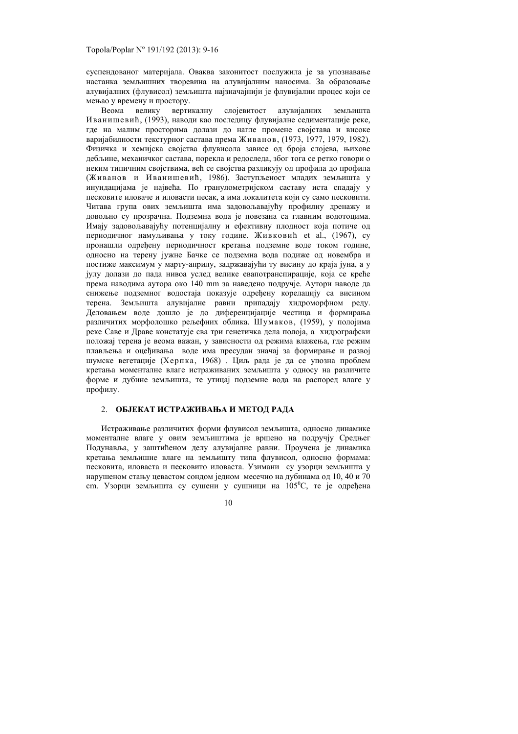суспендованог материјала. Оваква законитост послужила је за упознавање настанка земљишних творевина на алувијалним наносима. За образовање алувијалних (флувисол) земљишта најзначајнији је флувијални процес који се мењао у времену и простору.

Веома велику вертикалну слојевитост алувијалних земљишта Иванишевић, (1993), наводи као последицу флувијалне седиментације реке, где на малим просторима долази до нагле промене својстава и високе варијабилности текстурног састава према Живанов, (1973, 1977, 1979, 1982). Физичка и хемијска својства флувисола зависе од броја слојева, њихове дебљине, механичког састава, порекла и редоследа, због тога се ретко говори о неким типичним својствима, већ се својства разликују од профила до профила (Живанов и Иванишевић, 1986). Заступљеност младих земљишта у инундацијама је највећа. По гранулометријском саставу иста спадају у песковите иловаче и иловасти песак, а има локалитета који су само песковити. Читава група ових земљишта има задовољавајућу профилну дренажу и довољно су прозрачна. Подземна вода је повезана са главним водотоцима. Имају задовољавајућу потенцијалну и ефективну плодност која потиче од периодичног намуљивања у току године. Живковић et al., (1967), су пронашли одређену периодичност кретања подземне воде током године, односно на терену јужне Бачке се подземна вода подиже од новембра и постиже максимум у марту-априлу, задржавајући ту висину до краја јуна, а у јулу долази до пада нивоа услед велике евапотранспирације, која се креће према наводима аутора око 140 mm за наведено подручје. Аутори наводе да снижење подземног водостаја показује одређену корелацију са висином терена. Земљишта алувијалне равни припадају хидроморфном реду. Деловањем воде дошло је до диференцијације честица и формирања различитих морфолошко рељефних облика. Шумаков, (1959), у полојима реке Саве и Драве констатује сва три генетичка дела полоја, а хидрографски положај терена је веома важан, у зависности од режима влажења, где режим плављења и оцеђивања воде има пресудан значај за формирање и развој шумске вегетације (Херпка, 1968) . Циљ рада је да се упозна проблем кретања моменталне влаге истраживаних земљишта у односу на различите форме и дубине земљишта, те утицај подземне вода на распоред влаге у профилу.

## 2. ОБЈЕКАТ ИСТРАЖИВАЊА И МЕТОД РАДА

Истраживање различитих форми флувисол земљишта, односно динамике моменталне влаге у овим земљиштима је вршено на подручју Средњег Подунавља, у заштићеном делу алувијалне равни. Проучена је динамика кретања земљишне влаге на земљишту типа флувисол, односно формама: песковита, иловаста и песковито иловаста. Узимани су узорци земљишта у нарушеном стању цевастом сондом једном месечно на дубинама од 10, 40 и 70 cm. Узорци земљишта су сушени у сушници на $105^0$C, те је одређена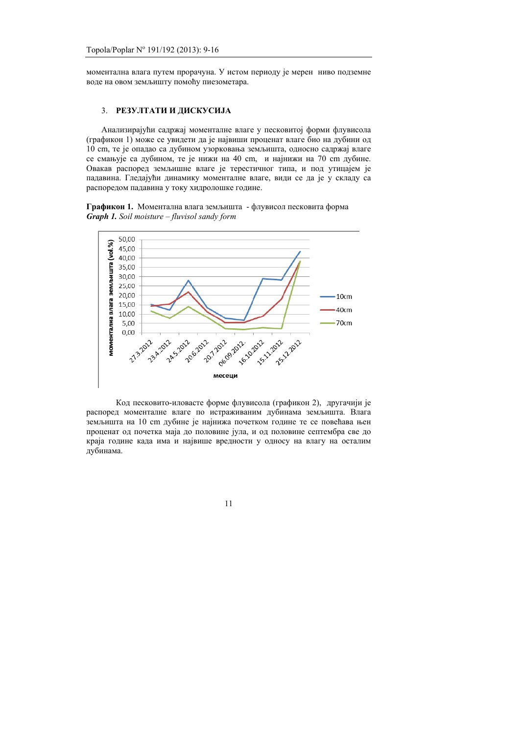моментална влага путем прорачуна. У истом периоду је мерен ниво подземне воде на овом земљишту помоћу пиезометара.

## 3. РЕЗУЛТАТИ И ДИСКУСИЈА

Анализирајући садржај моменталне влаге у песковитој форми флувисола (графикон 1) може се увидети да је највиши проценат влаге био на дубини од 10 cm, те је опадао са дубином узорковања земљишта, односно садржај влаге се смањује са дубином, те је нижи на 40 cm, и најнижи на 70 cm дубине. Овакав распоред земљишне влаге је терестичног типа, и под утицајем је падавина. Гледајући динамику моменталне влаге, види се да је у складу са распоредом падавина у току хидролошке године.

**Графикон 1.** Моментална влага земљишта - флувисол песковита форма
***Graph 1.*** *Soil moisture – fluvisol sandy form*

Код песковито-иловасте форме флувисола (графикон 2), другачији је распоред моменталне влаге по истраживаним дубинама земљишта. Влага земљишта на 10 cm дубине је најнижа почетком године те се повећава њен проценат од почетка маја до половине јула, и од половине септембра све до краја године када има и највише вредности у односу на влагу на осталим дубинама.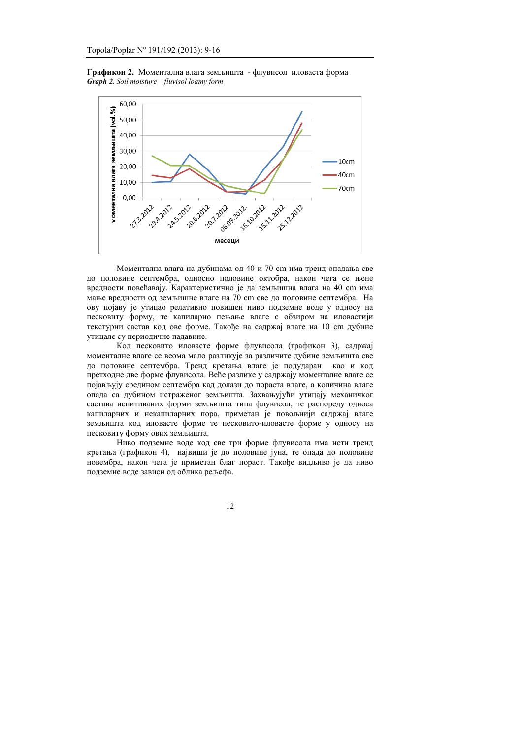**Графикон 2.** Моментална влага земљишта - флувисол иловаста форма
***Graph 2.*** *Soil moisture – fluvisol loamy form*

Моментална влага на дубинама од 40 и 70 cm има тренд опадања све до половине септембра, односно половине октобра, након чега се њене вредности повећавају. Карактеристично је да земљишна влага на 40 cm има мање вредности од земљишне влаге на 70 cm све до половине септембра. На ову појаву је утицао релативно повишен ниво подземне воде у односу на песковиту форму, те капиларно пењање влаге с обзиром на иловастији текстурни састав код ове форме. Такође на садржај влаге на 10 cm дубине утицале су периодичне падавине.

Код песковито иловасте форме флувисола (графикон 3), садржај моменталне влаге се веома мало разликује за различите дубине земљишта све до половине септембра. Тренд кретања влаге је подударан као и код претходне две форме флувисола. Веће разлике у садржају моменталне влаге се појављују средином септембра кад долази до пораста влаге, а количина влаге опада са дубином истраженог земљишта. Захваљујући утицају механичког састава испитиваних форми земљишта типа флувисол, те распореду односа капиларних и некапиларних пора, приметан је повољнији садржај влаге земљишта код иловасте форме те песковито-иловасте форме у односу на песковиту форму ових земљишта.

Ниво подземне воде код све три форме флувисола има исти тренд кретања (графикон 4), највиши је до половине јуна, те опада до половине новембра, након чега је приметан благ пораст. Такође видљиво је да ниво подземне воде зависи од облика рељефа.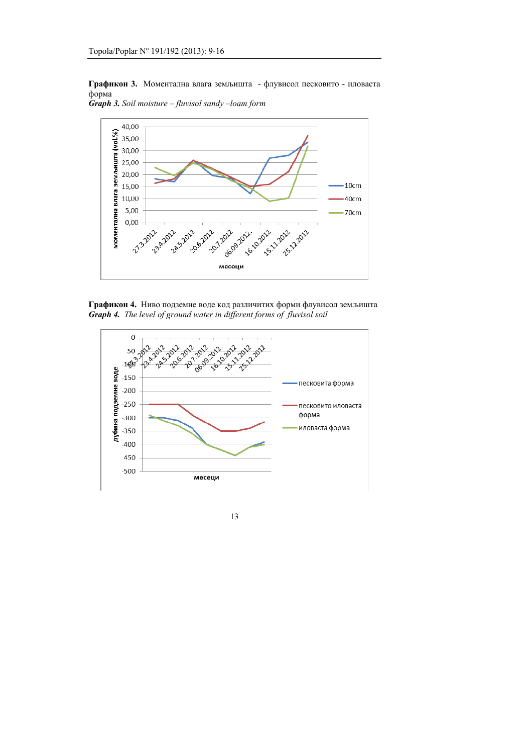**Графикон 3.** Моментална влага земљишта - флувисол песковито - иловаста форма

***Graph 3.*** *Soil moisture – fluvisol sandy –loam form*

**Графикон 4.** Ниво подземне воде код различитих форми флувисол земљишта

***Graph 4.*** *The level of ground water in different forms of fluvisol soil*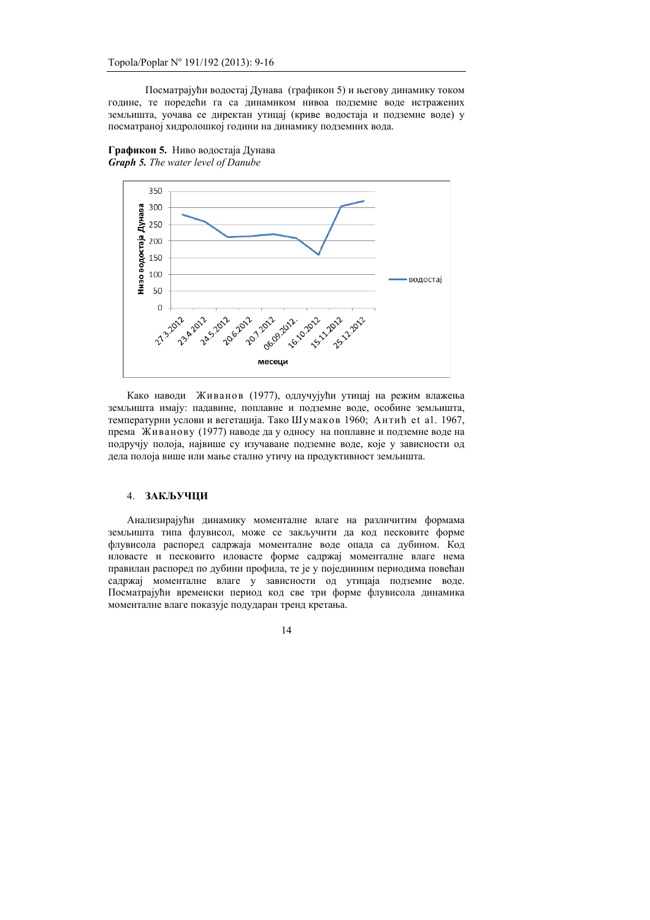Посматрајући водостај Дунава (графикон 5) и његову динамику током године, те поредећи га са динамиком нивоа подземне воде истражених земљишта, уочава се директан утицај (криве водостаја и подземне воде) у посматраној хидролошкој години на динамику подземних вода.

**Графикон 5.** Ниво водостаја Дунава
***Graph 5.*** *The water level of Danube*

Како наводи Живанов (1977), одлучујући утицај на режим влажења земљишта имају: падавине, поплавне и подземне воде, особине земљишта, температурни услови и вегетација. Тако Шумаков 1960; Антић et al. 1967, према Живанову (1977) наводе да у односу на поплавне и подземне воде на подручју полоја, највише су изучаване подземне воде, које у зависности од дела полоја више или мање стално утичу на продуктивност земљишта.

## 4. ЗАКЉУЧЦИ

Анализирајући динамику моменталне влаге на различитим формама земљишта типа флувисол, може се закључити да код песковите форме флувисола распоред садржаја моменталне воде опада са дубином. Код иловасте и песковито иловасте форме садржај моменталне влаге нема правилан распоред по дубини профила, те је у појединим периодима повећан садржај моменталне влаге у зависности од утицаја подземне воде. Посматрајући временски период код све три форме флувисола динамика моменталне влаге показује подударан тренд кретања.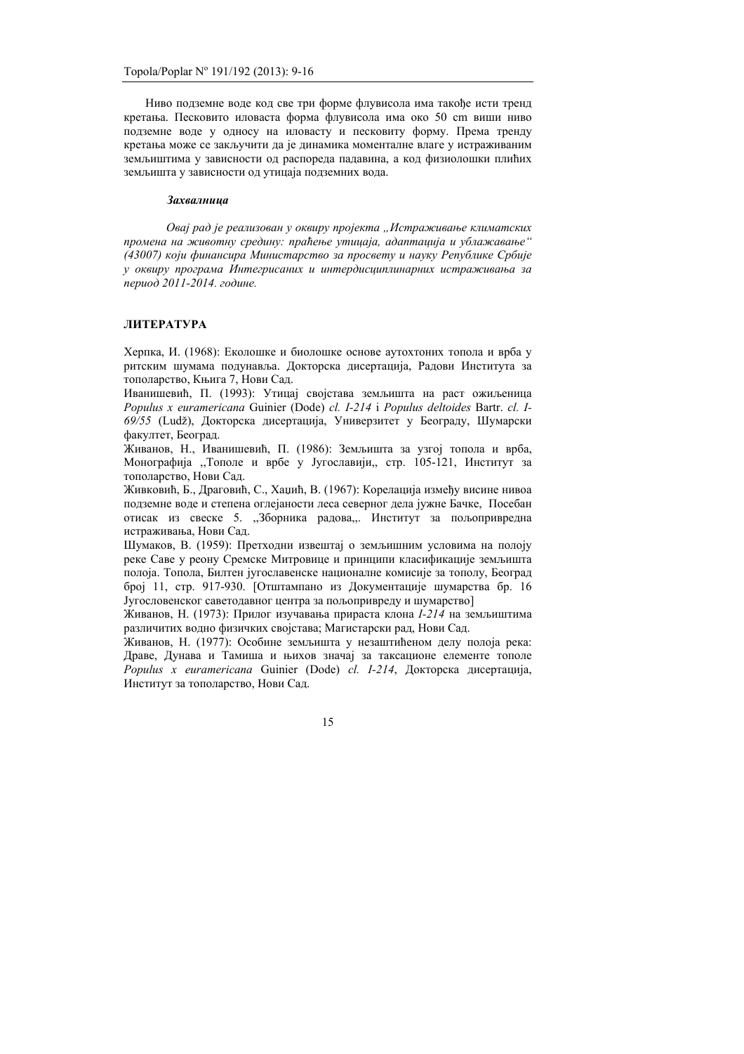Ниво подземне воде код све три форме флувисола има такође исти тренд кретања. Песковито иловаста форма флувисола има око 50 cm виши ниво подземне воде у односу на иловасту и песковиту форму. Према тренду кретања може се закључити да је динамика моменталне влаге у истраживаним земљиштима у зависности од распореда падавина, а код физиолошки плићих земљишта у зависности од утицаја подземних вода.

### *Захвалница*

*Овај рад је реализован у оквиру пројекта „Истраживање климатских промена на животну средину: праћење утицаја, адаптација и ублажавање" (43007) који финансира Министарство за просвету и науку Републике Србије у оквиру програма Интегрисаних и интердисциплинарних истраживања за период 2011-2014. године.*

## ЛИТЕРАТУРА

Херпка, И. (1968): Еколошке и биолошке основе аутохтоних топола и врба у ритским шумама подунавља. Докторска дисертација, Радови Института за тополарство, Књига 7, Нови Сад.

Иванишевић, П. (1993): Утицај својстава земљишта на раст ожиљеница *Populus x euramericana* Guinier (Dode) *cl. I-214* i *Populus deltoides* Bartr. *cl. I-69/55* (Ludž), Докторска дисертација, Универзитет у Београду, Шумарски факултет, Београд.

Живанов, Н., Иванишевић, П. (1986): Земљишта за узгој топола и врба, Монографија ,,Тополе и врбе у Југославији,, стр. 105-121, Институт за тополарство, Нови Сад.

Живковић, Б., Драговић, С., Хаџић, В. (1967): Корелација између висине нивоа подземне воде и степена оглејаности леса северног дела јужне Бачке, Посебан отисак из свеске 5. ,,Зборника радова,,. Институт за пољопривредна истраживања, Нови Сад.

Шумаков, В. (1959): Претходни извештај о земљишним условима на полоју реке Саве у реону Сремске Митровице и принципи класификације земљишта полоја. Топола, Билтен југословенске националне комисије за тополу, Београд број 11, стр. 917-930. [Отштампано из Документације шумарства бр. 16 Југословенског саветодавног центра за пољопривреду и шумарство]

Живанов, Н. (1973): Прилог изучавања прираста клона *I-214* на земљиштима различитих водно физичких својстава; Магистарски рад, Нови Сад.

Живанов, Н. (1977): Особине земљишта у незаштићеном делу полоја река: Драве, Дунава и Тамиша и њихов значај за таксационе елементе тополе *Populus x euramericana* Guinier (Dode) *cl. I-214*, Докторска дисертација, Институт за тополарство, Нови Сад.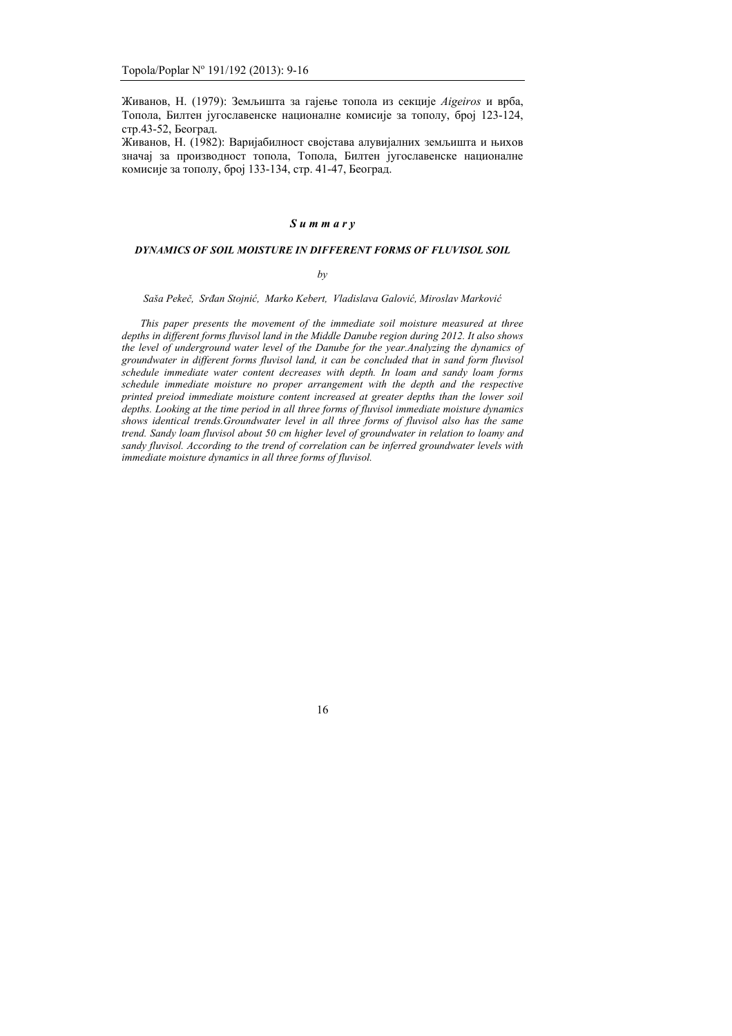Живанов, Н. (1979): Земљишта за гајење топола из секције *Aigeiros* и врба, Топола, Билтен југословенске националне комисије за тополу, број 123-124, стр.43-52, Београд.

Живанов, Н. (1982): Варијабилност својстава алувијалних земљишта и њихов значај за производност топола, Топола, Билтен југословенске националне комисије за тополу, број 133-134, стр. 41-47, Београд.

## *S u m m a r y*

### *DYNAMICS OF SOIL MOISTURE IN DIFFERENT FORMS OF FLUVISOL SOIL*

*by*

*Saša Pekeč, Srđan Stojnić, Marko Kebert, Vladislava Galović, Miroslav Marković*

*This paper presents the movement of the immediate soil moisture measured at three depths in different forms fluvisol land in the Middle Danube region during 2012. It also shows the level of underground water level of the Danube for the year.Analyzing the dynamics of groundwater in different forms fluvisol land, it can be concluded that in sand form fluvisol schedule immediate water content decreases with depth. In loam and sandy loam forms schedule immediate moisture no proper arrangement with the depth and the respective printed preiod immediate moisture content increased at greater depths than the lower soil depths. Looking at the time period in all three forms of fluvisol immediate moisture dynamics shows identical trends.Groundwater level in all three forms of fluvisol also has the same trend. Sandy loam fluvisol about 50 cm higher level of groundwater in relation to loamy and sandy fluvisol. According to the trend of correlation can be inferred groundwater levels with immediate moisture dynamics in all three forms of fluvisol.*